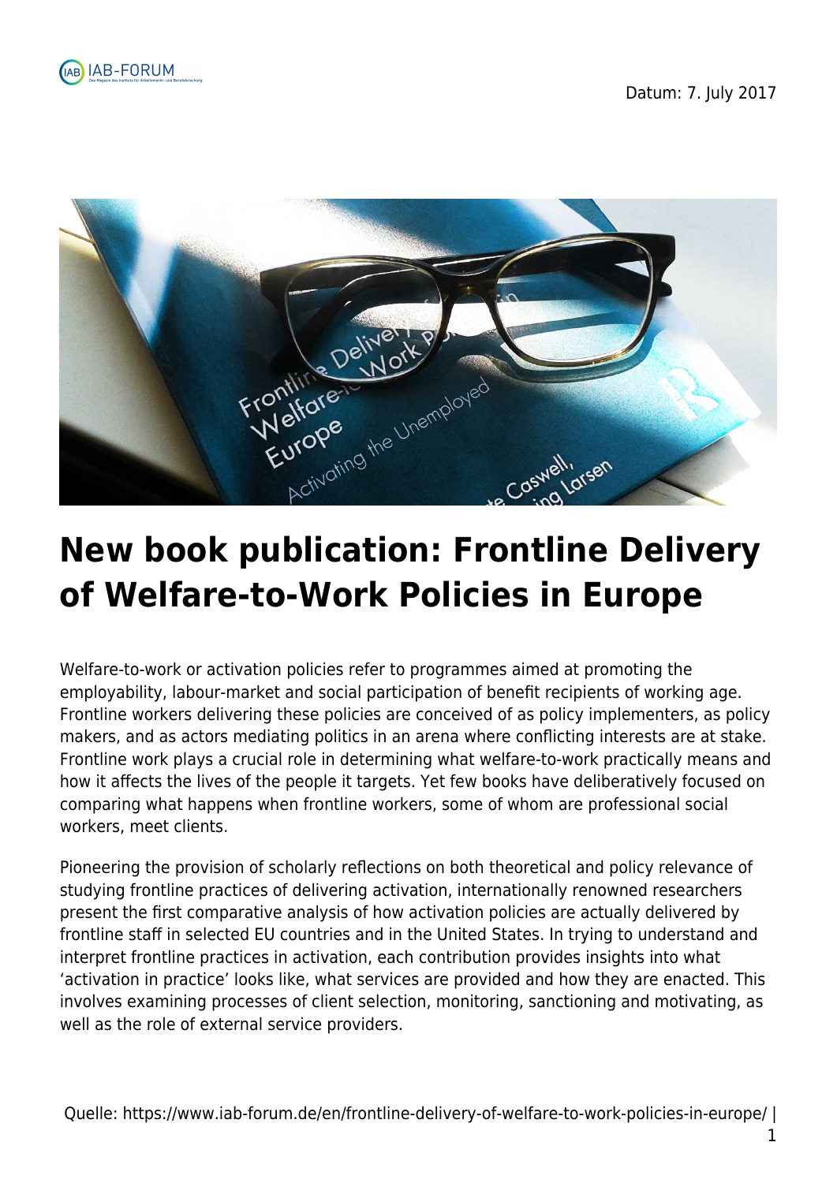Datum: 7. July 2017

# New book publication: Frontline Delivery of Welfare-to-Work Policies in Europe

Welfare-to-work or activation policies refer to programmes aimed at promoting the employability, labour-market and social participation of benefit recipients of working age. Frontline workers delivering these policies are conceived of as policy implementers, as policy makers, and as actors mediating politics in an arena where conflicting interests are at stake. Frontline work plays a crucial role in determining what welfare-to-work practically means and how it affects the lives of the people it targets. Yet few books have deliberatively focused on comparing what happens when frontline workers, some of whom are professional social workers, meet clients.

Pioneering the provision of scholarly reflections on both theoretical and policy relevance of studying frontline practices of delivering activation, internationally renowned researchers present the first comparative analysis of how activation policies are actually delivered by frontline staff in selected EU countries and in the United States. In trying to understand and interpret frontline practices in activation, each contribution provides insights into what 'activation in practice' looks like, what services are provided and how they are enacted. This involves examining processes of client selection, monitoring, sanctioning and motivating, as well as the role of external service providers.

Quelle: https://www.iab-forum.de/en/frontline-delivery-of-welfare-to-work-policies-in-europe/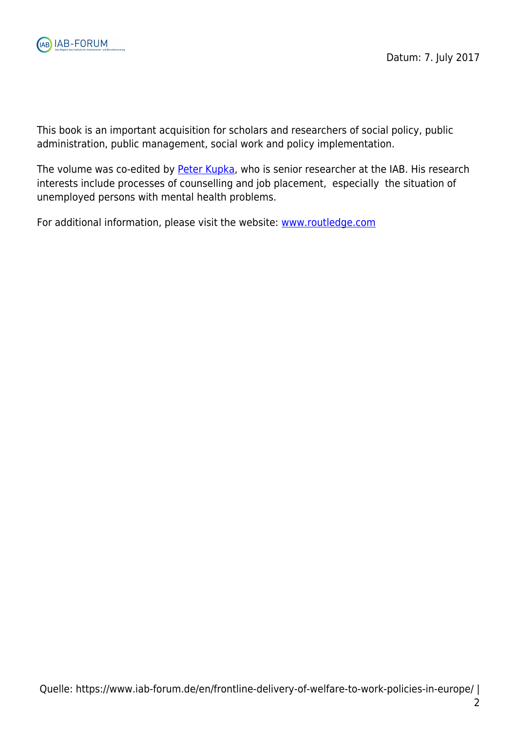This book is an important acquisition for scholars and researchers of social policy, public administration, public management, social work and policy implementation.

The volume was co-edited by [Peter Kupka](), who is senior researcher at the IAB. His research interests include processes of counselling and job placement, especially the situation of unemployed persons with mental health problems.

For additional information, please visit the website: [www.routledge.com]()